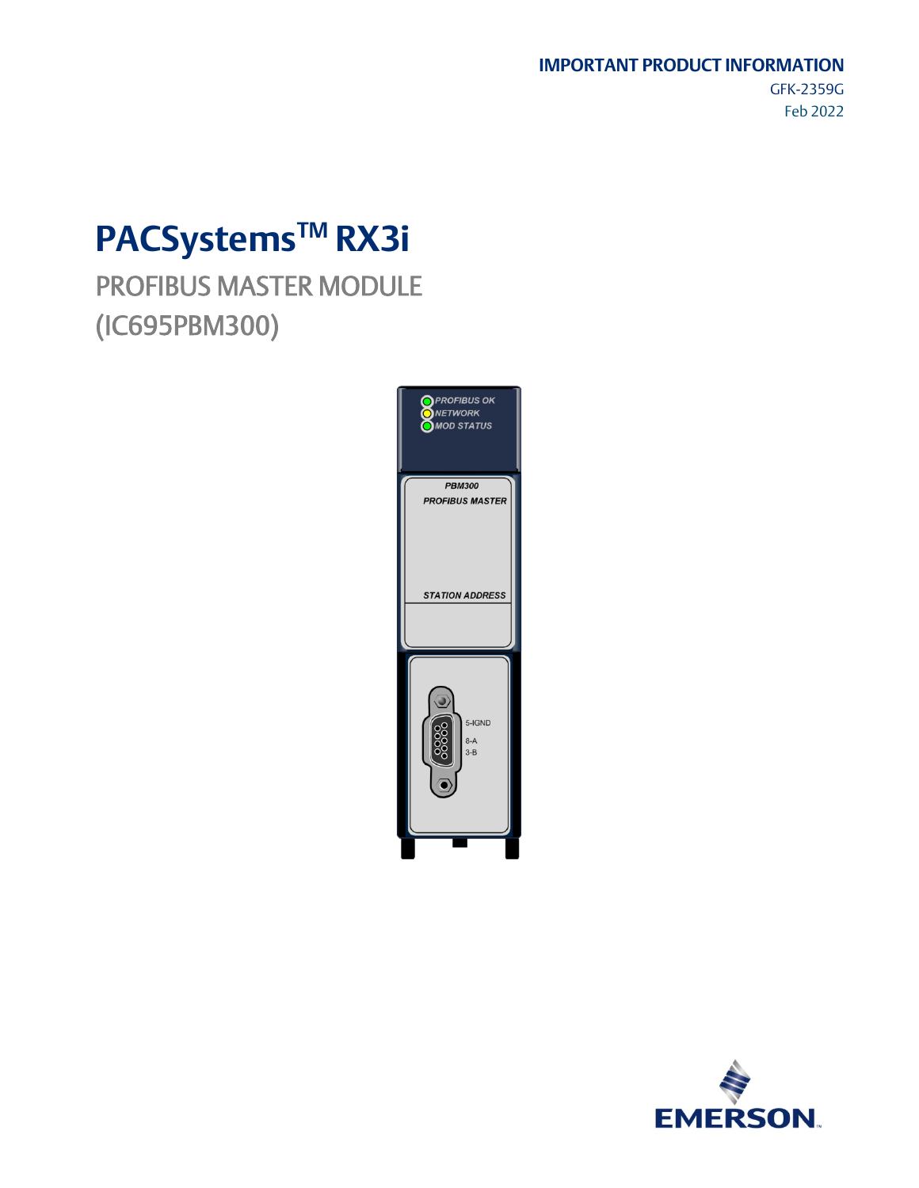**IMPORTANT PRODUCT INFORMATION**

GFK-2359G

Feb 2022

# PACSystems™ RX3i

## PROFIBUS MASTER MODULE (IC695PBM300)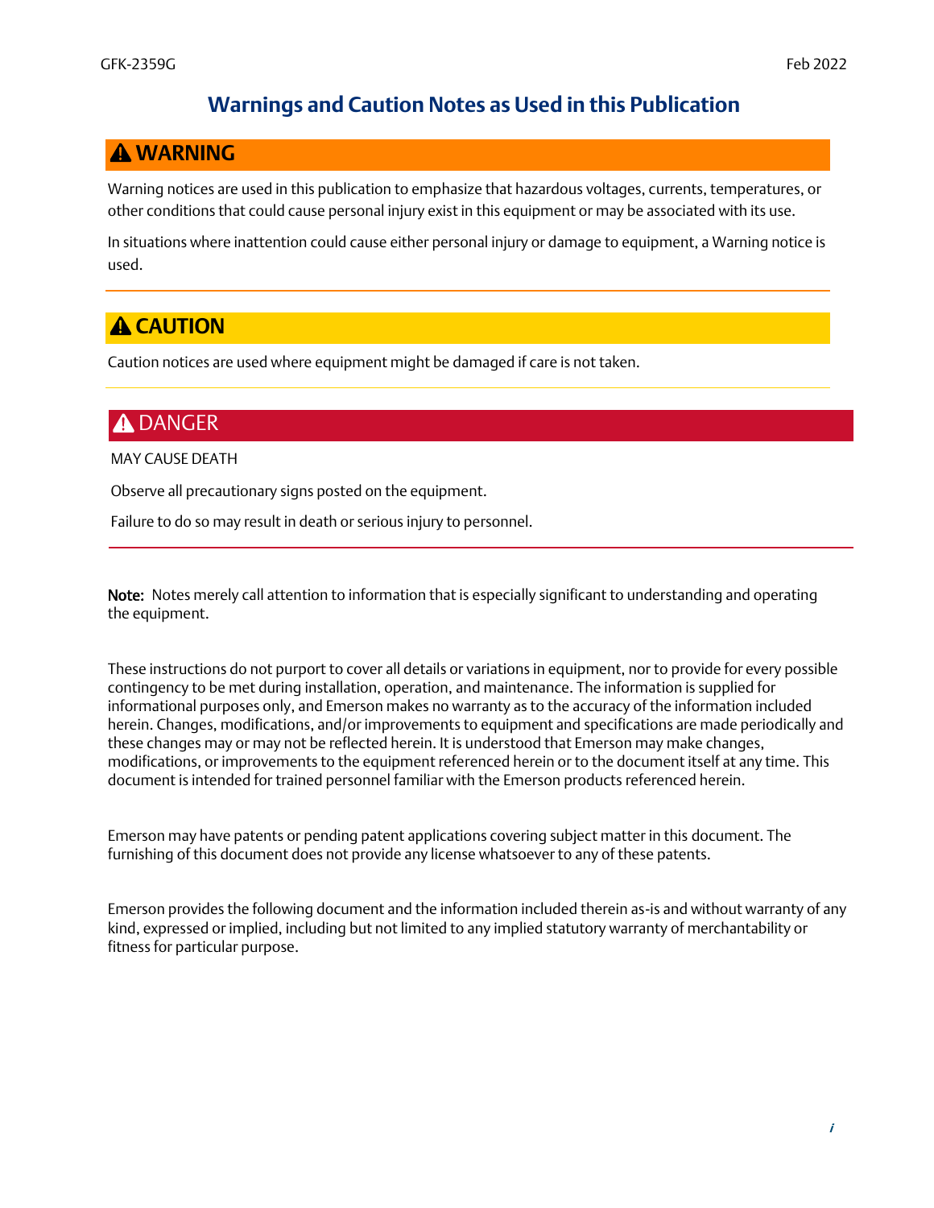# Warnings and Caution Notes as Used in this Publication

## ⚠ WARNING

Warning notices are used in this publication to emphasize that hazardous voltages, currents, temperatures, or other conditions that could cause personal injury exist in this equipment or may be associated with its use.

In situations where inattention could cause either personal injury or damage to equipment, a Warning notice is used.

## ⚠ CAUTION

Caution notices are used where equipment might be damaged if care is not taken.

## ⚠ DANGER

MAY CAUSE DEATH

Observe all precautionary signs posted on the equipment.

Failure to do so may result in death or serious injury to personnel.

**Note:** Notes merely call attention to information that is especially significant to understanding and operating the equipment.

These instructions do not purport to cover all details or variations in equipment, nor to provide for every possible contingency to be met during installation, operation, and maintenance. The information is supplied for informational purposes only, and Emerson makes no warranty as to the accuracy of the information included herein. Changes, modifications, and/or improvements to equipment and specifications are made periodically and these changes may or may not be reflected herein. It is understood that Emerson may make changes, modifications, or improvements to the equipment referenced herein or to the document itself at any time. This document is intended for trained personnel familiar with the Emerson products referenced herein.

Emerson may have patents or pending patent applications covering subject matter in this document. The furnishing of this document does not provide any license whatsoever to any of these patents.

Emerson provides the following document and the information included therein as-is and without warranty of any kind, expressed or implied, including but not limited to any implied statutory warranty of merchantability or fitness for particular purpose.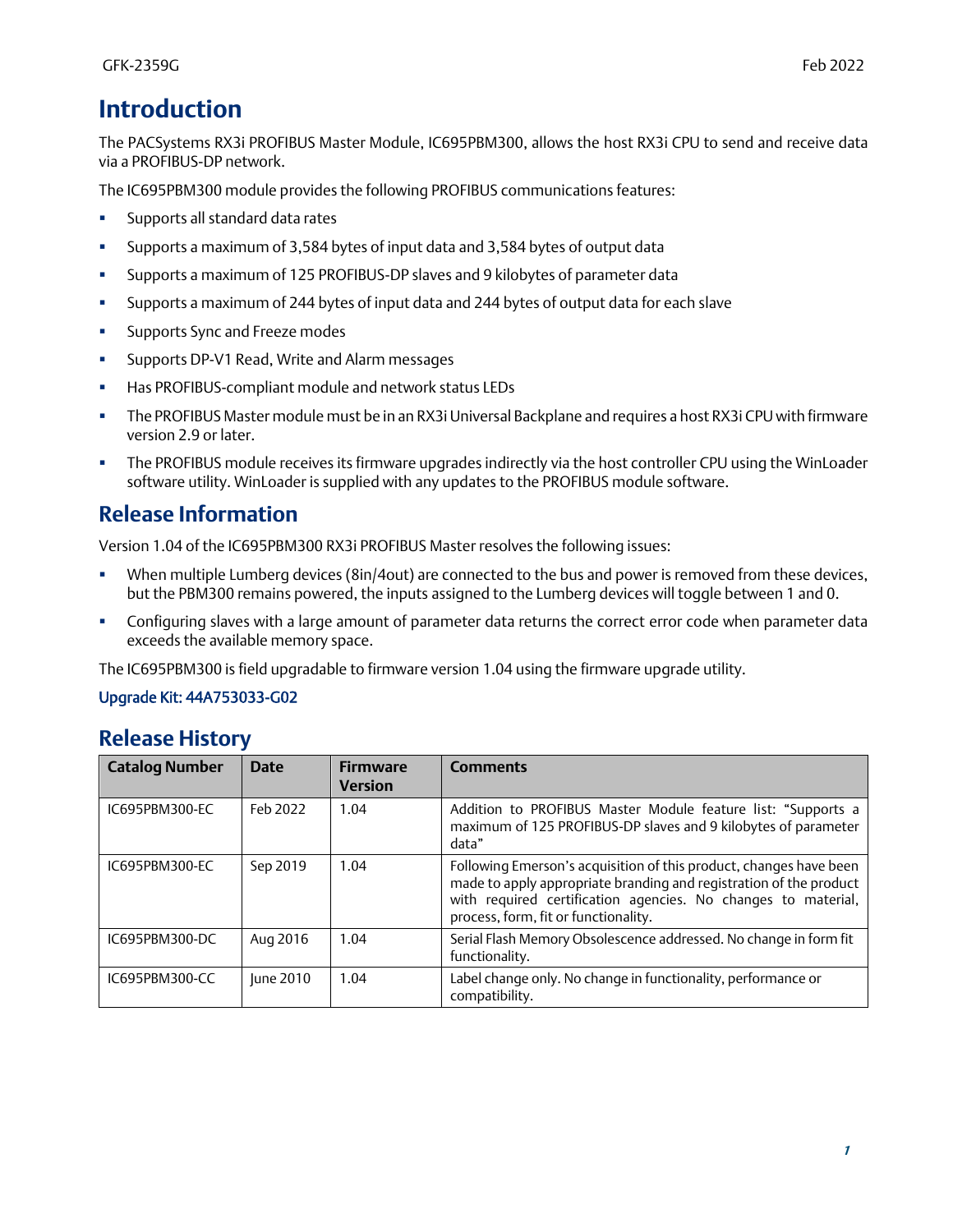# Introduction

The PACSystems RX3i PROFIBUS Master Module, IC695PBM300, allows the host RX3i CPU to send and receive data via a PROFIBUS-DP network.

The IC695PBM300 module provides the following PROFIBUS communications features:

- Supports all standard data rates
- Supports a maximum of 3,584 bytes of input data and 3,584 bytes of output data
- Supports a maximum of 125 PROFIBUS-DP slaves and 9 kilobytes of parameter data
- Supports a maximum of 244 bytes of input data and 244 bytes of output data for each slave
- Supports Sync and Freeze modes
- Supports DP-V1 Read, Write and Alarm messages
- Has PROFIBUS-compliant module and network status LEDs
- The PROFIBUS Master module must be in an RX3i Universal Backplane and requires a host RX3i CPU with firmware version 2.9 or later.
- The PROFIBUS module receives its firmware upgrades indirectly via the host controller CPU using the WinLoader software utility. WinLoader is supplied with any updates to the PROFIBUS module software.

## Release Information

Version 1.04 of the IC695PBM300 RX3i PROFIBUS Master resolves the following issues:

- When multiple Lumberg devices (8in/4out) are connected to the bus and power is removed from these devices, but the PBM300 remains powered, the inputs assigned to the Lumberg devices will toggle between 1 and 0.
- Configuring slaves with a large amount of parameter data returns the correct error code when parameter data exceeds the available memory space.

The IC695PBM300 is field upgradable to firmware version 1.04 using the firmware upgrade utility.

Upgrade Kit: 44A753033-G02

## Release History

| Catalog Number | Date | Firmware Version | Comments |
|---|---|---|---|
| IC695PBM300-EC | Feb 2022 | 1.04 | Addition to PROFIBUS Master Module feature list: "Supports a maximum of 125 PROFIBUS-DP slaves and 9 kilobytes of parameter data" |
| IC695PBM300-EC | Sep 2019 | 1.04 | Following Emerson's acquisition of this product, changes have been made to apply appropriate branding and registration of the product with required certification agencies. No changes to material, process, form, fit or functionality. |
| IC695PBM300-DC | Aug 2016 | 1.04 | Serial Flash Memory Obsolescence addressed. No change in form fit functionality. |
| IC695PBM300-CC | June 2010 | 1.04 | Label change only. No change in functionality, performance or compatibility. |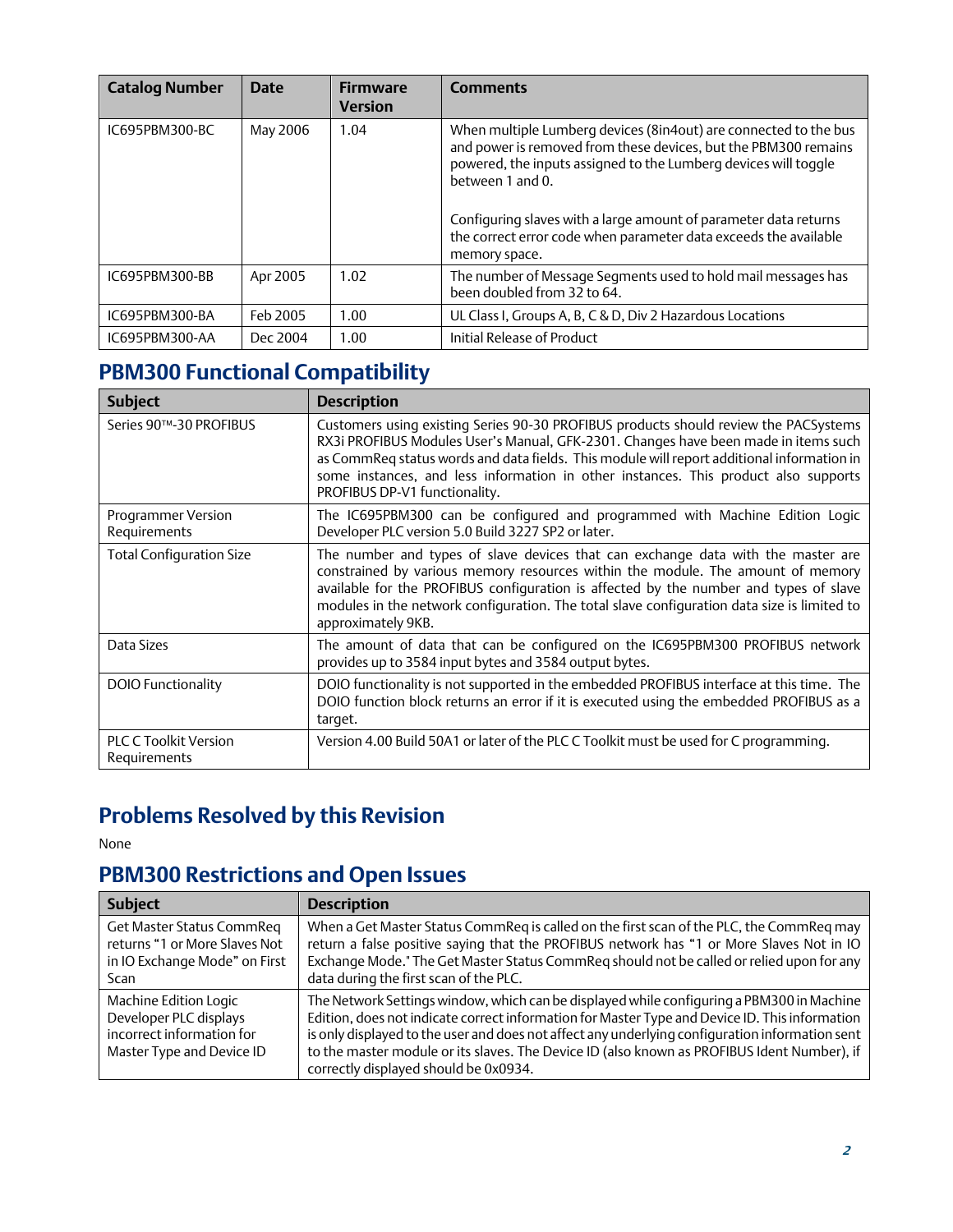| Catalog Number | Date | Firmware Version | Comments |
|---|---|---|---|
| IC695PBM300-BC | May 2006 | 1.04 | When multiple Lumberg devices (8in4out) are connected to the bus and power is removed from these devices, but the PBM300 remains powered, the inputs assigned to the Lumberg devices will toggle between 1 and 0.<br><br>Configuring slaves with a large amount of parameter data returns the correct error code when parameter data exceeds the available memory space. |
| IC695PBM300-BB | Apr 2005 | 1.02 | The number of Message Segments used to hold mail messages has been doubled from 32 to 64. |
| IC695PBM300-BA | Feb 2005 | 1.00 | UL Class I, Groups A, B, C & D, Div 2 Hazardous Locations |
| IC695PBM300-AA | Dec 2004 | 1.00 | Initial Release of Product |

## PBM300 Functional Compatibility

| Subject | Description |
|---|---|
| Series 90™-30 PROFIBUS | Customers using existing Series 90-30 PROFIBUS products should review the PACSystems RX3i PROFIBUS Modules User's Manual, GFK-2301. Changes have been made in items such as CommReq status words and data fields. This module will report additional information in some instances, and less information in other instances. This product also supports PROFIBUS DP-V1 functionality. |
| Programmer Version Requirements | The IC695PBM300 can be configured and programmed with Machine Edition Logic Developer PLC version 5.0 Build 3227 SP2 or later. |
| Total Configuration Size | The number and types of slave devices that can exchange data with the master are constrained by various memory resources within the module. The amount of memory available for the PROFIBUS configuration is affected by the number and types of slave modules in the network configuration. The total slave configuration data size is limited to approximately 9KB. |
| Data Sizes | The amount of data that can be configured on the IC695PBM300 PROFIBUS network provides up to 3584 input bytes and 3584 output bytes. |
| DOIO Functionality | DOIO functionality is not supported in the embedded PROFIBUS interface at this time. The DOIO function block returns an error if it is executed using the embedded PROFIBUS as a target. |
| PLC C Toolkit Version Requirements | Version 4.00 Build 50A1 or later of the PLC C Toolkit must be used for C programming. |

## Problems Resolved by this Revision

None

## PBM300 Restrictions and Open Issues

| Subject | Description |
|---|---|
| Get Master Status CommReq returns "1 or More Slaves Not in IO Exchange Mode" on First Scan | When a Get Master Status CommReq is called on the first scan of the PLC, the CommReq may return a false positive saying that the PROFIBUS network has "1 or More Slaves Not in IO Exchange Mode." The Get Master Status CommReq should not be called or relied upon for any data during the first scan of the PLC. |
| Machine Edition Logic Developer PLC displays incorrect information for Master Type and Device ID | The Network Settings window, which can be displayed while configuring a PBM300 in Machine Edition, does not indicate correct information for Master Type and Device ID. This information is only displayed to the user and does not affect any underlying configuration information sent to the master module or its slaves. The Device ID (also known as PROFIBUS Ident Number), if correctly displayed should be 0x0934. |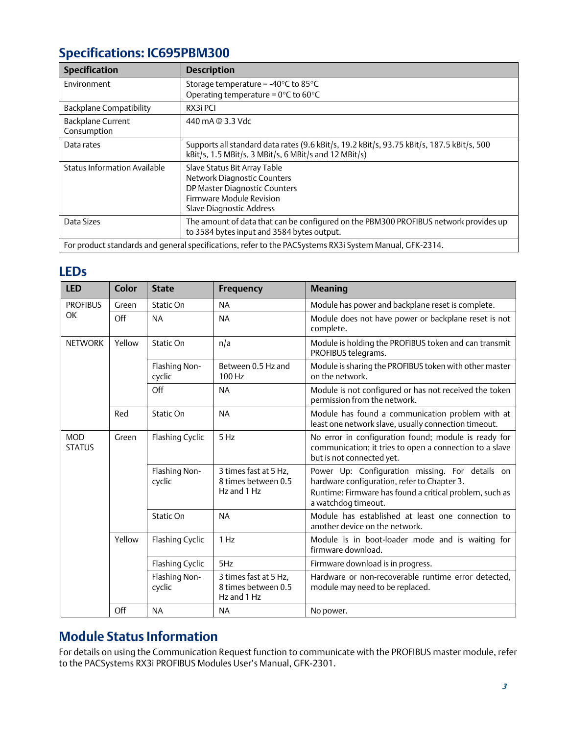## Specifications: IC695PBM300

| Specification | Description |
|---|---|
| Environment | Storage temperature = -40°C to 85°C<br>Operating temperature = 0°C to 60°C |
| Backplane Compatibility | RX3i PCI |
| Backplane Current Consumption | 440 mA @ 3.3 Vdc |
| Data rates | Supports all standard data rates (9.6 kBit/s, 19.2 kBit/s, 93.75 kBit/s, 187.5 kBit/s, 500 kBit/s, 1.5 MBit/s, 3 MBit/s, 6 MBit/s and 12 MBit/s) |
| Status Information Available | Slave Status Bit Array Table<br>Network Diagnostic Counters<br>DP Master Diagnostic Counters<br>Firmware Module Revision<br>Slave Diagnostic Address |
| Data Sizes | The amount of data that can be configured on the PBM300 PROFIBUS network provides up to 3584 bytes input and 3584 bytes output. |
| For product standards and general specifications, refer to the PACSystems RX3i System Manual, GFK-2314. | |

## LEDs

| LED | Color | State | Frequency | Meaning |
|---|---|---|---|---|
| PROFIBUS OK | Green | Static On | NA | Module has power and backplane reset is complete. |
| | Off | NA | NA | Module does not have power or backplane reset is not complete. |
| NETWORK | Yellow | Static On | n/a | Module is holding the PROFIBUS token and can transmit PROFIBUS telegrams. |
| | | Flashing Non-cyclic | Between 0.5 Hz and 100 Hz | Module is sharing the PROFIBUS token with other master on the network. |
| | | Off | NA | Module is not configured or has not received the token permission from the network. |
| | Red | Static On | NA | Module has found a communication problem with at least one network slave, usually connection timeout. |
| MOD STATUS | Green | Flashing Cyclic | 5 Hz | No error in configuration found; module is ready for communication; it tries to open a connection to a slave but is not connected yet. |
| | | Flashing Non-cyclic | 3 times fast at 5 Hz, 8 times between 0.5 Hz and 1 Hz | Power Up: Configuration missing. For details on hardware configuration, refer to Chapter 3.<br>Runtime: Firmware has found a critical problem, such as a watchdog timeout. |
| | | Static On | NA | Module has established at least one connection to another device on the network. |
| | Yellow | Flashing Cyclic | 1 Hz | Module is in boot-loader mode and is waiting for firmware download. |
| | | Flashing Cyclic | 5Hz | Firmware download is in progress. |
| | | Flashing Non-cyclic | 3 times fast at 5 Hz, 8 times between 0.5 Hz and 1 Hz | Hardware or non-recoverable runtime error detected, module may need to be replaced. |
| | Off | NA | NA | No power. |

## Module Status Information

For details on using the Communication Request function to communicate with the PROFIBUS master module, refer to the PACSystems RX3i PROFIBUS Modules User's Manual, GFK-2301.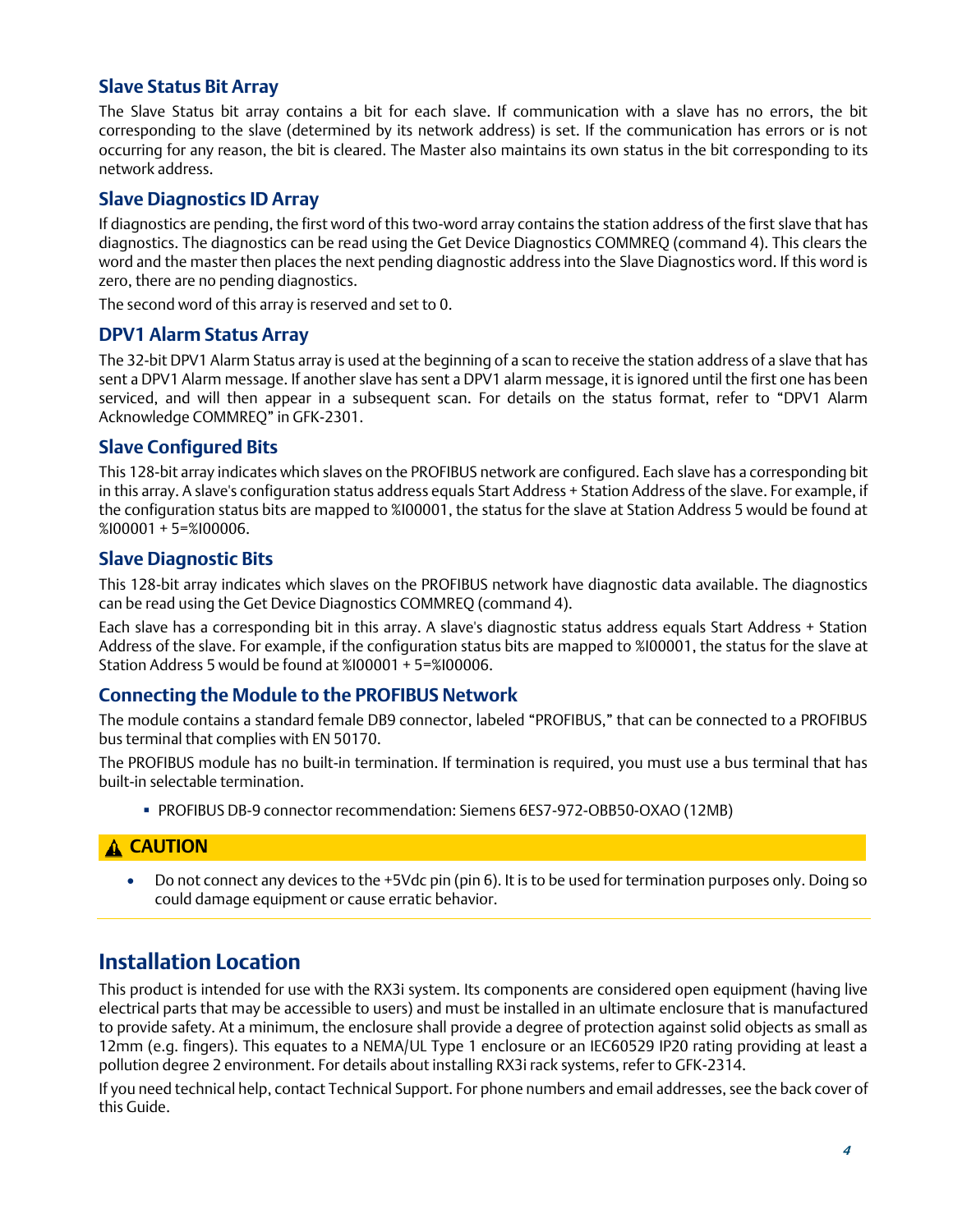### Slave Status Bit Array

The Slave Status bit array contains a bit for each slave. If communication with a slave has no errors, the bit corresponding to the slave (determined by its network address) is set. If the communication has errors or is not occurring for any reason, the bit is cleared. The Master also maintains its own status in the bit corresponding to its network address.

### Slave Diagnostics ID Array

If diagnostics are pending, the first word of this two-word array contains the station address of the first slave that has diagnostics. The diagnostics can be read using the Get Device Diagnostics COMMREQ (command 4). This clears the word and the master then places the next pending diagnostic address into the Slave Diagnostics word. If this word is zero, there are no pending diagnostics.

The second word of this array is reserved and set to 0.

### DPV1 Alarm Status Array

The 32-bit DPV1 Alarm Status array is used at the beginning of a scan to receive the station address of a slave that has sent a DPV1 Alarm message. If another slave has sent a DPV1 alarm message, it is ignored until the first one has been serviced, and will then appear in a subsequent scan. For details on the status format, refer to "DPV1 Alarm Acknowledge COMMREQ" in GFK-2301.

### Slave Configured Bits

This 128-bit array indicates which slaves on the PROFIBUS network are configured. Each slave has a corresponding bit in this array. A slave's configuration status address equals Start Address + Station Address of the slave. For example, if the configuration status bits are mapped to %I00001, the status for the slave at Station Address 5 would be found at %I00001 + 5=%I00006.

### Slave Diagnostic Bits

This 128-bit array indicates which slaves on the PROFIBUS network have diagnostic data available. The diagnostics can be read using the Get Device Diagnostics COMMREQ (command 4).

Each slave has a corresponding bit in this array. A slave's diagnostic status address equals Start Address + Station Address of the slave. For example, if the configuration status bits are mapped to %I00001, the status for the slave at Station Address 5 would be found at %I00001 + 5=%I00006.

### Connecting the Module to the PROFIBUS Network

The module contains a standard female DB9 connector, labeled "PROFIBUS," that can be connected to a PROFIBUS bus terminal that complies with EN 50170.

The PROFIBUS module has no built-in termination. If termination is required, you must use a bus terminal that has built-in selectable termination.

- PROFIBUS DB-9 connector recommendation: Siemens 6ES7-972-OBB50-OXAO (12MB)

**⚠ CAUTION**

- Do not connect any devices to the +5Vdc pin (pin 6). It is to be used for termination purposes only. Doing so could damage equipment or cause erratic behavior.

## Installation Location

This product is intended for use with the RX3i system. Its components are considered open equipment (having live electrical parts that may be accessible to users) and must be installed in an ultimate enclosure that is manufactured to provide safety. At a minimum, the enclosure shall provide a degree of protection against solid objects as small as 12mm (e.g. fingers). This equates to a NEMA/UL Type 1 enclosure or an IEC60529 IP20 rating providing at least a pollution degree 2 environment. For details about installing RX3i rack systems, refer to GFK-2314.

If you need technical help, contact Technical Support. For phone numbers and email addresses, see the back cover of this Guide.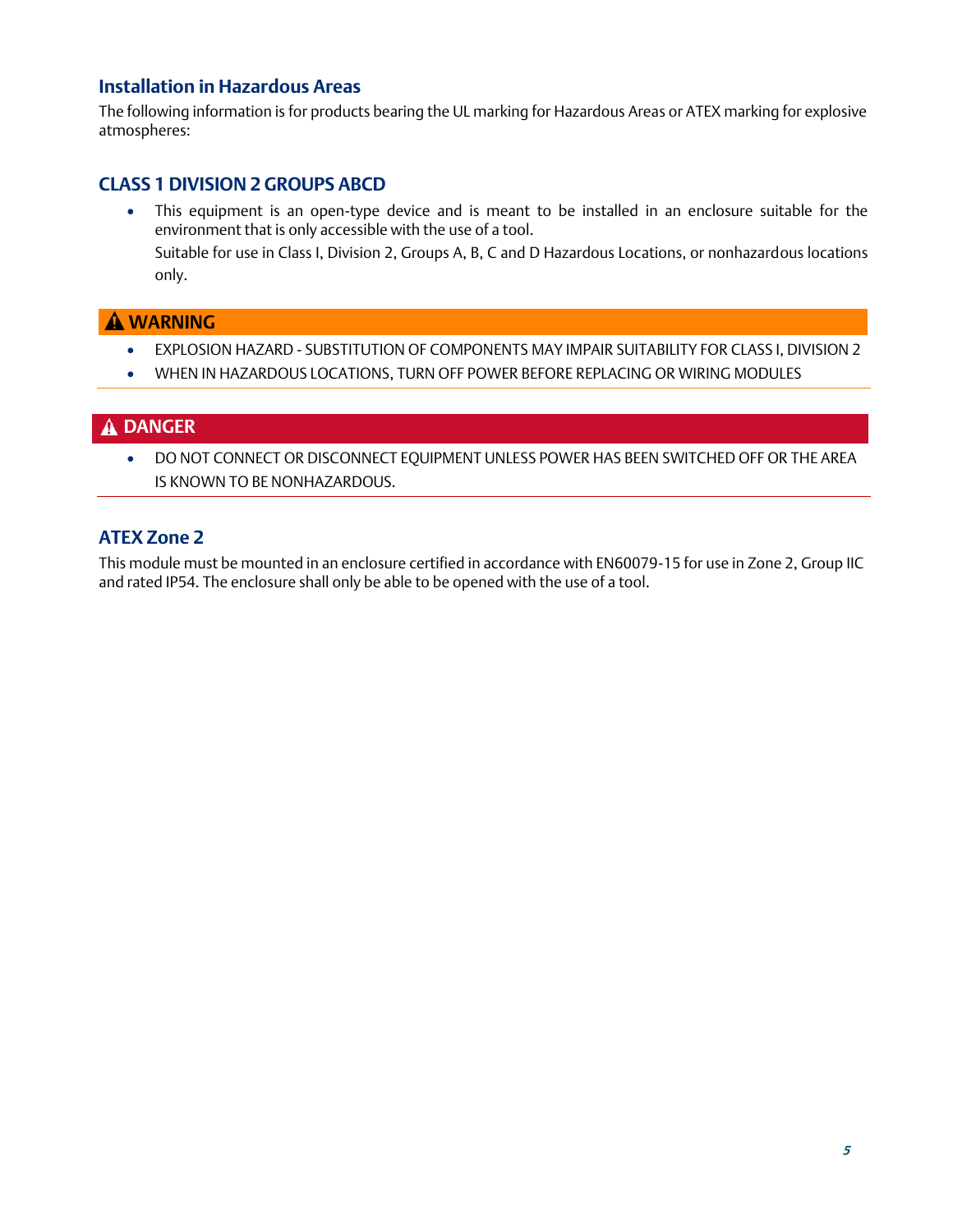## Installation in Hazardous Areas

The following information is for products bearing the UL marking for Hazardous Areas or ATEX marking for explosive atmospheres:

### CLASS 1 DIVISION 2 GROUPS ABCD

- This equipment is an open-type device and is meant to be installed in an enclosure suitable for the environment that is only accessible with the use of a tool.

  Suitable for use in Class I, Division 2, Groups A, B, C and D Hazardous Locations, or nonhazardous locations only.

**⚠ WARNING**

- EXPLOSION HAZARD - SUBSTITUTION OF COMPONENTS MAY IMPAIR SUITABILITY FOR CLASS I, DIVISION 2
- WHEN IN HAZARDOUS LOCATIONS, TURN OFF POWER BEFORE REPLACING OR WIRING MODULES

**⚠ DANGER**

- DO NOT CONNECT OR DISCONNECT EQUIPMENT UNLESS POWER HAS BEEN SWITCHED OFF OR THE AREA IS KNOWN TO BE NONHAZARDOUS.

### ATEX Zone 2

This module must be mounted in an enclosure certified in accordance with EN60079-15 for use in Zone 2, Group IIC and rated IP54. The enclosure shall only be able to be opened with the use of a tool.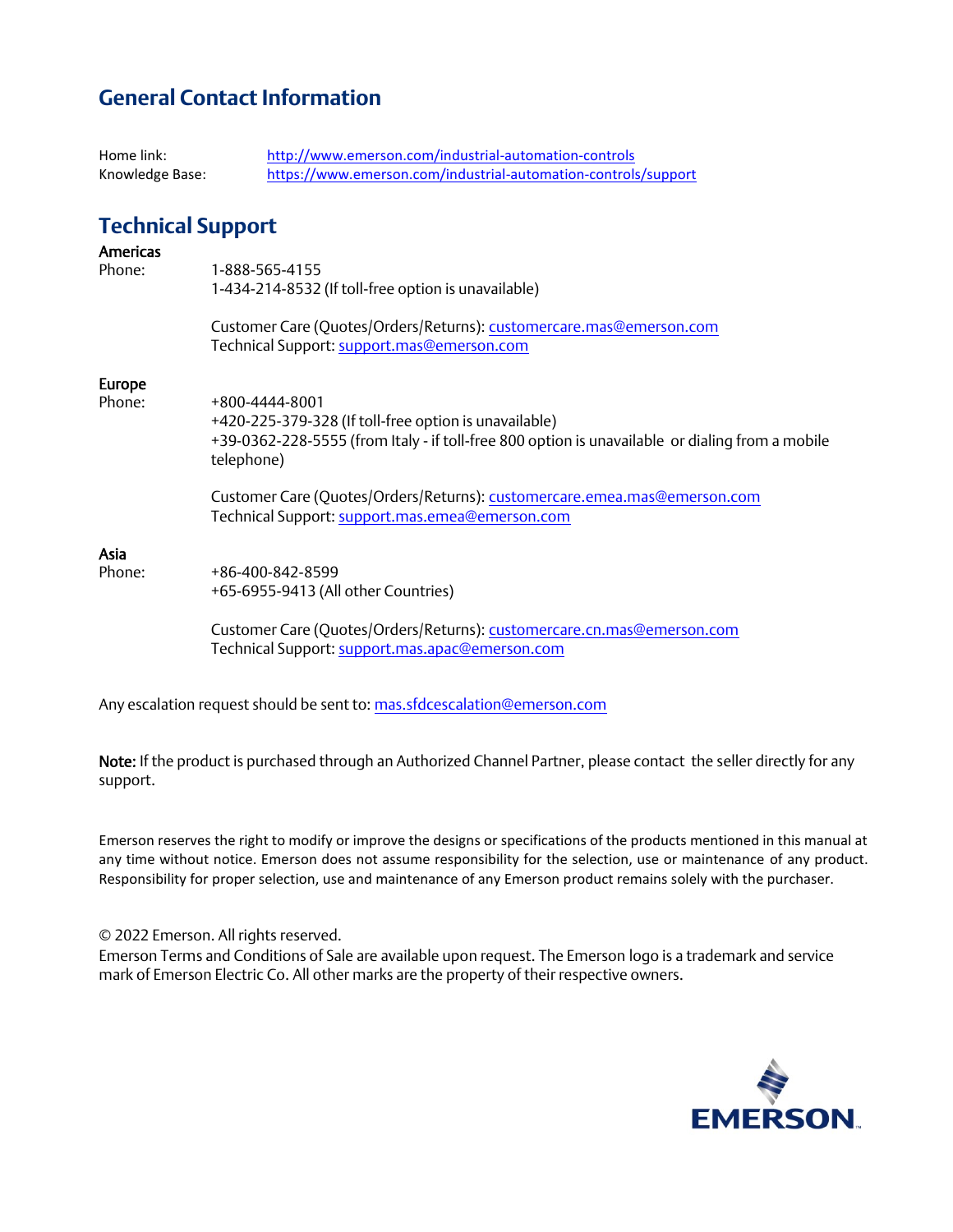## General Contact Information

Home link: http://www.emerson.com/industrial-automation-controls
Knowledge Base: https://www.emerson.com/industrial-automation-controls/support

## Technical Support

### Americas

Phone: 1-888-565-4155
1-434-214-8532 (If toll-free option is unavailable)

Customer Care (Quotes/Orders/Returns): customercare.mas@emerson.com
Technical Support: support.mas@emerson.com

### Europe

Phone: +800-4444-8001
+420-225-379-328 (If toll-free option is unavailable)
+39-0362-228-5555 (from Italy - if toll-free 800 option is unavailable or dialing from a mobile telephone)

Customer Care (Quotes/Orders/Returns): customercare.emea.mas@emerson.com
Technical Support: support.mas.emea@emerson.com

### Asia

Phone: +86-400-842-8599
+65-6955-9413 (All other Countries)

Customer Care (Quotes/Orders/Returns): customercare.cn.mas@emerson.com
Technical Support: support.mas.apac@emerson.com

Any escalation request should be sent to: mas.sfdcescalation@emerson.com

**Note:** If the product is purchased through an Authorized Channel Partner, please contact the seller directly for any support.

Emerson reserves the right to modify or improve the designs or specifications of the products mentioned in this manual at any time without notice. Emerson does not assume responsibility for the selection, use or maintenance of any product. Responsibility for proper selection, use and maintenance of any Emerson product remains solely with the purchaser.

© 2022 Emerson. All rights reserved.
Emerson Terms and Conditions of Sale are available upon request. The Emerson logo is a trademark and service mark of Emerson Electric Co. All other marks are the property of their respective owners.

EMERSON